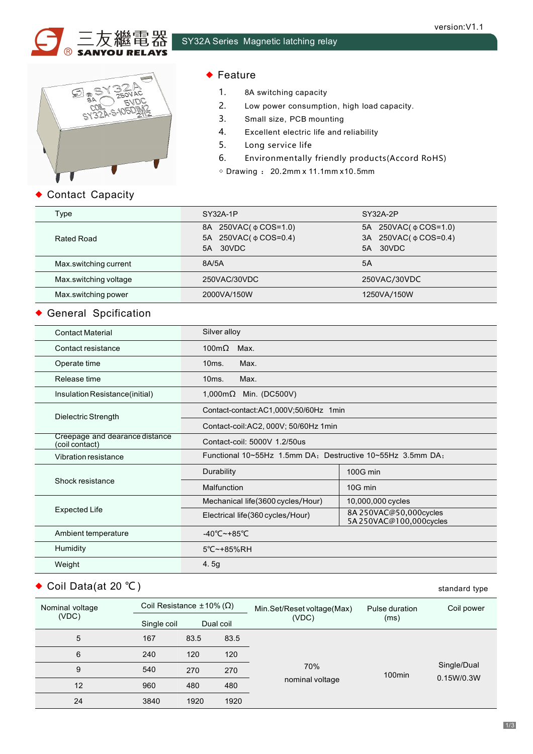version:V1.1

三友繼電器 SANYOU RELAYS

# SY32A Series Magnetic latching relay

## ◆ Feature

1. 8A switching capacity
2. Low power consumption, high load capacity.
3. Small size, PCB mounting
4. Excellent electric life and reliability
5. Long service life
6. Environmentally friendly products(Accord RoHS)

◇ Drawing ： 20.2mm x 11.1mm x10.5mm

## ◆ Contact Capacity

| Type | SY32A-1P | SY32A-2P |
|---|---|---|
| Rated Road | 8A 250VAC(φCOS=1.0)<br>5A 250VAC(φCOS=0.4)<br>5A 30VDC | 5A 250VAC(φCOS=1.0)<br>3A 250VAC(φCOS=0.4)<br>5A 30VDC |
| Max.switching current | 8A/5A | 5A |
| Max.switching voltage | 250VAC/30VDC | 250VAC/30VDC |
| Max.switching power | 2000VA/150W | 1250VA/150W |

## ◆ General Spcification

| | | |
|---|---|---|
| Contact Material | Silver alloy | |
| Contact resistance | 100mΩ Max. | |
| Operate time | 10ms. Max. | |
| Release time | 10ms. Max. | |
| Insulation Resistance(initial) | 1,000mΩ Min. (DC500V) | |
| Dielectric Strength | Contact-contact:AC1,000V;50/60Hz 1min | |
| | Contact-coil:AC2, 000V; 50/60Hz 1min | |
| Creepage and clearance distance (coil contact) | Contact-coil: 5000V 1.2/50us | |
| Vibration resistance | Functional 10~55Hz 1.5mm DA；Destructive 10~55Hz 3.5mm DA； | |
| Shock resistance | Durability | 100G min |
| | Malfunction | 10G min |
| Expected Life | Mechanical life(3600 cycles/Hour) | 10,000,000 cycles |
| | Electrical life(360 cycles/Hour) | 8A 250VAC@50,000cycles<br>5A 250VAC@100,000cycles |
| Ambient temperature | -40℃~+85℃ | |
| Humidity | 5℃~+85%RH | |
| Weight | 4. 5g | |

## ◆ Coil Data(at 20 ℃)

standard type

| Nominal voltage (VDC) | Coil Resistance ±10% (Ω) | | | Min.Set/Reset voltage(Max) (VDC) | Pulse duration (ms) | Coil power |
|---|---|---|---|---|---|---|
| | Single coil | Dual coil | | | | |
| 5 | 167 | 83.5 | 83.5 | 70% nominal voltage | 100min | Single/Dual 0.15W/0.3W |
| 6 | 240 | 120 | 120 | | | |
| 9 | 540 | 270 | 270 | | | |
| 12 | 960 | 480 | 480 | | | |
| 24 | 3840 | 1920 | 1920 | | | |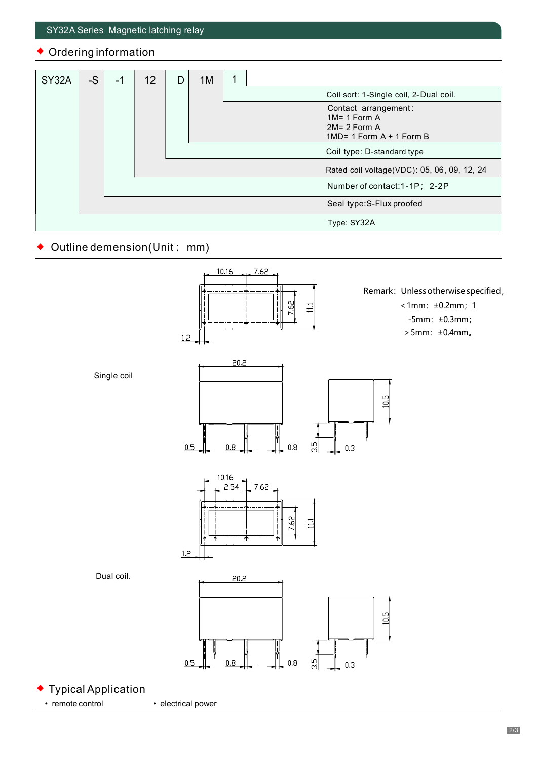## Ordering information

| SY32A | -S | -1 | 12 | D | 1M | 1 |
|---|---|---|---|---|---|---|

- Coil sort: 1-Single coil, 2-Dual coil.
- Contact arrangement:
  1M= 1 Form A
  2M= 2 Form A
  1MD= 1 Form A + 1 Form B
- Coil type: D-standard type
- Rated coil voltage(VDC): 05, 06, 09, 12, 24
- Number of contact:1-1P； 2-2P
- Seal type:S-Flux proofed
- Type: SY32A

## Outline demension(Unit： mm)

Remark：Unless otherwise specified，
＜1mm：±0.2mm；1
-5mm：±0.3mm；
＞5mm：±0.4mm。

Single coil

10.16 7.62 7.62 11.1 1.2
20.2 10.5
0.5 0.8 0.8 3.5 0.3

Dual coil.

10.16 2.54 7.62 7.62 11.1 1.2
20.2 10.5
0.5 0.8 0.8 3.5 0.3

## Typical Application

- remote control
- electrical power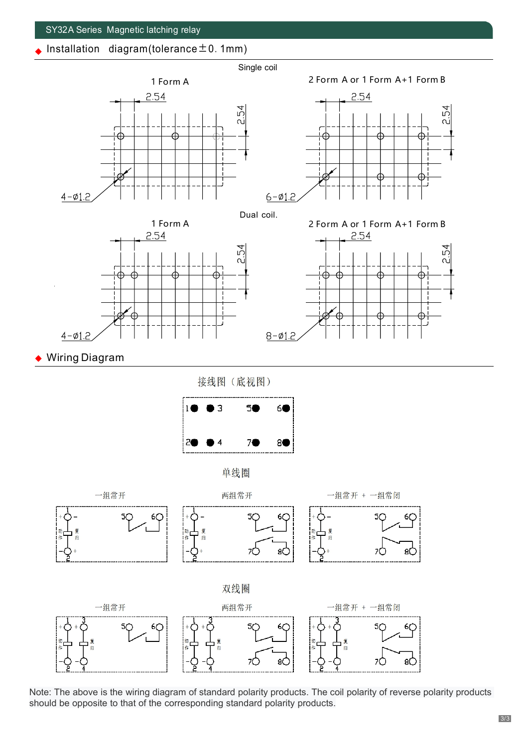## Installation diagram(tolerance ±0. 1mm)

Single coil

1 Form A

2.54

2.54

4-Ø1.2

2 Form A or 1 Form A+1 Form B

2.54

2.54

6-Ø1.2

Dual coil.

1 Form A

2.54

2.54

4-Ø1.2

2 Form A or 1 Form A+1 Form B

2.54

2.54

8-Ø1.2

## Wiring Diagram

接线图（底视图）

1 3 5 6

2 4 7 8

单线圈

一组常开

两组常开

一组常开 + 一组常闭

双线圈

一组常开

两组常开

一组常开 + 一组常闭

Note: The above is the wiring diagram of standard polarity products. The coil polarity of reverse polarity products should be opposite to that of the corresponding standard polarity products.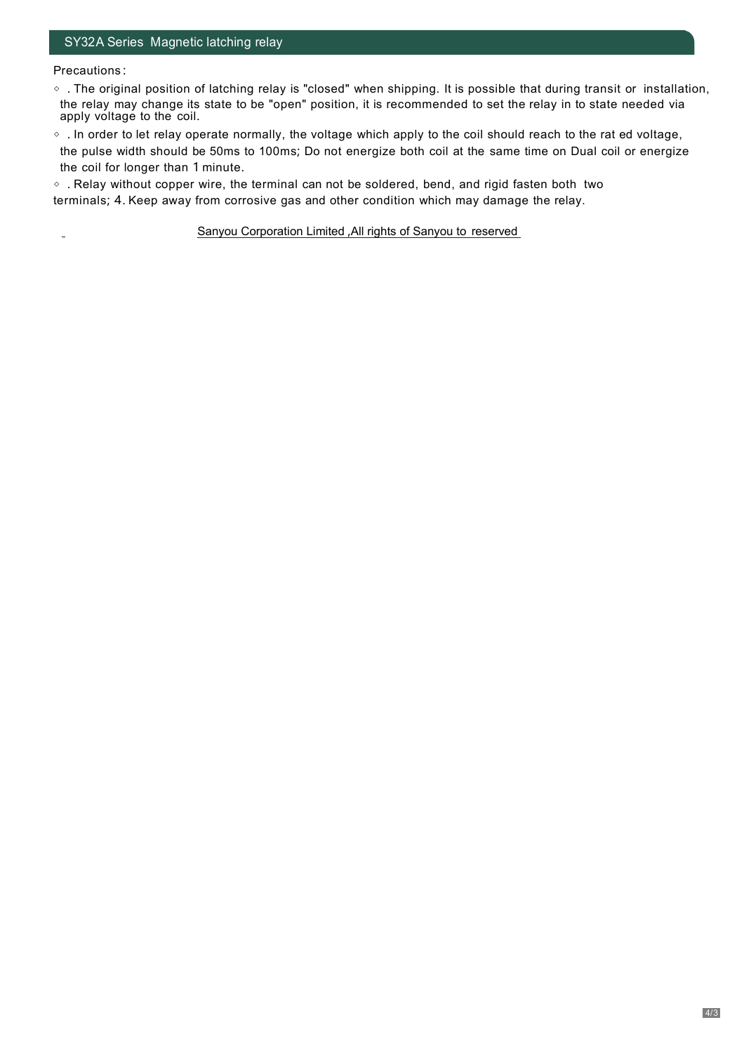Precautions:

- . The original position of latching relay is "closed" when shipping. It is possible that during transit or installation, the relay may change its state to be "open" position, it is recommended to set the relay in to state needed via apply voltage to the coil.
- . In order to let relay operate normally, the voltage which apply to the coil should reach to the rat ed voltage, the pulse width should be 50ms to 100ms; Do not energize both coil at the same time on Dual coil or energize the coil for longer than 1 minute.
- . Relay without copper wire, the terminal can not be soldered, bend, and rigid fasten both two terminals; 4. Keep away from corrosive gas and other condition which may damage the relay.

Sanyou Corporation Limited ,All rights of Sanyou to reserved